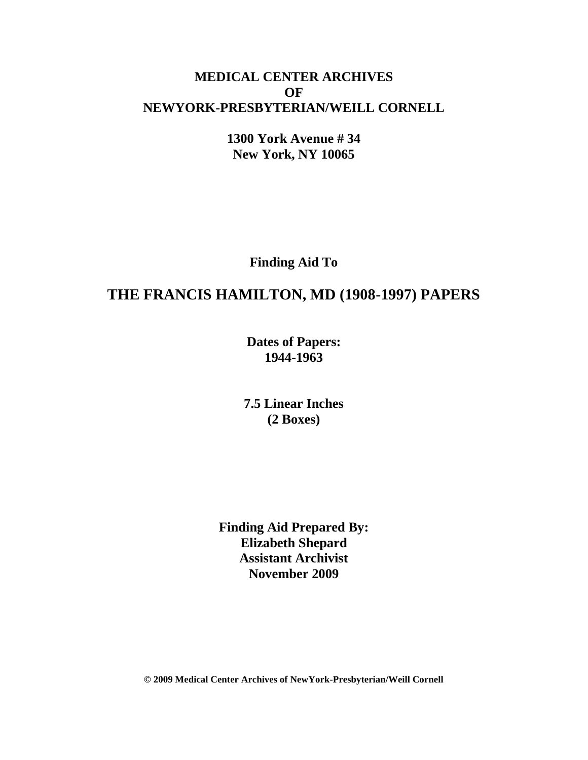**MEDICAL CENTER ARCHIVES**
**OF**
**NEWYORK-PRESBYTERIAN/WEILL CORNELL**

**1300 York Avenue # 34**
**New York, NY 10065**

**Finding Aid To**

# THE FRANCIS HAMILTON, MD (1908-1997) PAPERS

**Dates of Papers:**
**1944-1963**

**7.5 Linear Inches**
**(2 Boxes)**

**Finding Aid Prepared By:**
**Elizabeth Shepard**
**Assistant Archivist**
**November 2009**

**© 2009 Medical Center Archives of NewYork-Presbyterian/Weill Cornell**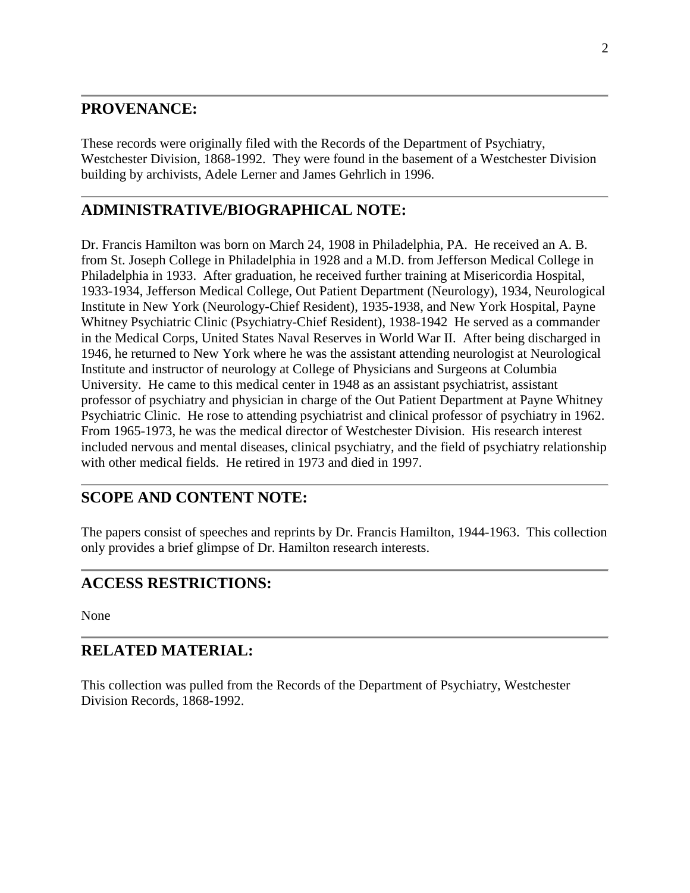## PROVENANCE:

These records were originally filed with the Records of the Department of Psychiatry, Westchester Division, 1868-1992. They were found in the basement of a Westchester Division building by archivists, Adele Lerner and James Gehrlich in 1996.

## ADMINISTRATIVE/BIOGRAPHICAL NOTE:

Dr. Francis Hamilton was born on March 24, 1908 in Philadelphia, PA. He received an A. B. from St. Joseph College in Philadelphia in 1928 and a M.D. from Jefferson Medical College in Philadelphia in 1933. After graduation, he received further training at Misericordia Hospital, 1933-1934, Jefferson Medical College, Out Patient Department (Neurology), 1934, Neurological Institute in New York (Neurology-Chief Resident), 1935-1938, and New York Hospital, Payne Whitney Psychiatric Clinic (Psychiatry-Chief Resident), 1938-1942 He served as a commander in the Medical Corps, United States Naval Reserves in World War II. After being discharged in 1946, he returned to New York where he was the assistant attending neurologist at Neurological Institute and instructor of neurology at College of Physicians and Surgeons at Columbia University. He came to this medical center in 1948 as an assistant psychiatrist, assistant professor of psychiatry and physician in charge of the Out Patient Department at Payne Whitney Psychiatric Clinic. He rose to attending psychiatrist and clinical professor of psychiatry in 1962. From 1965-1973, he was the medical director of Westchester Division. His research interest included nervous and mental diseases, clinical psychiatry, and the field of psychiatry relationship with other medical fields. He retired in 1973 and died in 1997.

## SCOPE AND CONTENT NOTE:

The papers consist of speeches and reprints by Dr. Francis Hamilton, 1944-1963. This collection only provides a brief glimpse of Dr. Hamilton research interests.

## ACCESS RESTRICTIONS:

None

## RELATED MATERIAL:

This collection was pulled from the Records of the Department of Psychiatry, Westchester Division Records, 1868-1992.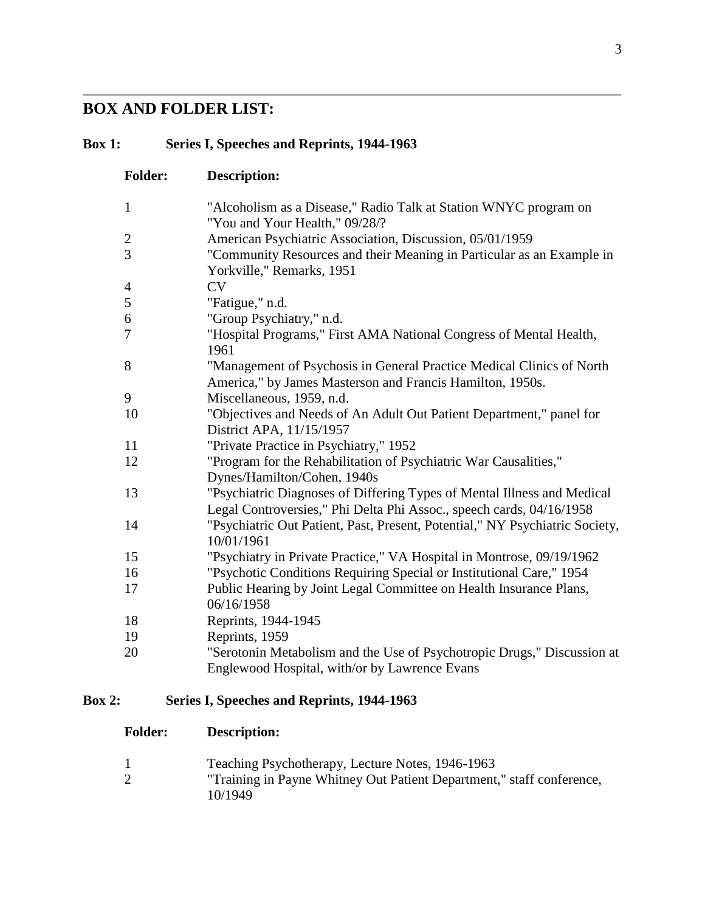## BOX AND FOLDER LIST:

### Box 1: Series I, Speeches and Reprints, 1944-1963

| Folder: | Description: |
|---|---|
| 1 | "Alcoholism as a Disease," Radio Talk at Station WNYC program on "You and Your Health," 09/28/? |
| 2 | American Psychiatric Association, Discussion, 05/01/1959 |
| 3 | "Community Resources and their Meaning in Particular as an Example in Yorkville," Remarks, 1951 |
| 4 | CV |
| 5 | "Fatigue," n.d. |
| 6 | "Group Psychiatry," n.d. |
| 7 | "Hospital Programs," First AMA National Congress of Mental Health, 1961 |
| 8 | "Management of Psychosis in General Practice Medical Clinics of North America," by James Masterson and Francis Hamilton, 1950s. |
| 9 | Miscellaneous, 1959, n.d. |
| 10 | "Objectives and Needs of An Adult Out Patient Department," panel for District APA, 11/15/1957 |
| 11 | "Private Practice in Psychiatry," 1952 |
| 12 | "Program for the Rehabilitation of Psychiatric War Causalities," Dynes/Hamilton/Cohen, 1940s |
| 13 | "Psychiatric Diagnoses of Differing Types of Mental Illness and Medical Legal Controversies," Phi Delta Phi Assoc., speech cards, 04/16/1958 |
| 14 | "Psychiatric Out Patient, Past, Present, Potential," NY Psychiatric Society, 10/01/1961 |
| 15 | "Psychiatry in Private Practice," VA Hospital in Montrose, 09/19/1962 |
| 16 | "Psychotic Conditions Requiring Special or Institutional Care," 1954 |
| 17 | Public Hearing by Joint Legal Committee on Health Insurance Plans, 06/16/1958 |
| 18 | Reprints, 1944-1945 |
| 19 | Reprints, 1959 |
| 20 | "Serotonin Metabolism and the Use of Psychotropic Drugs," Discussion at Englewood Hospital, with/or by Lawrence Evans |

### Box 2: Series I, Speeches and Reprints, 1944-1963

| Folder: | Description: |
|---|---|
| 1 | Teaching Psychotherapy, Lecture Notes, 1946-1963 |
| 2 | "Training in Payne Whitney Out Patient Department," staff conference, 10/1949 |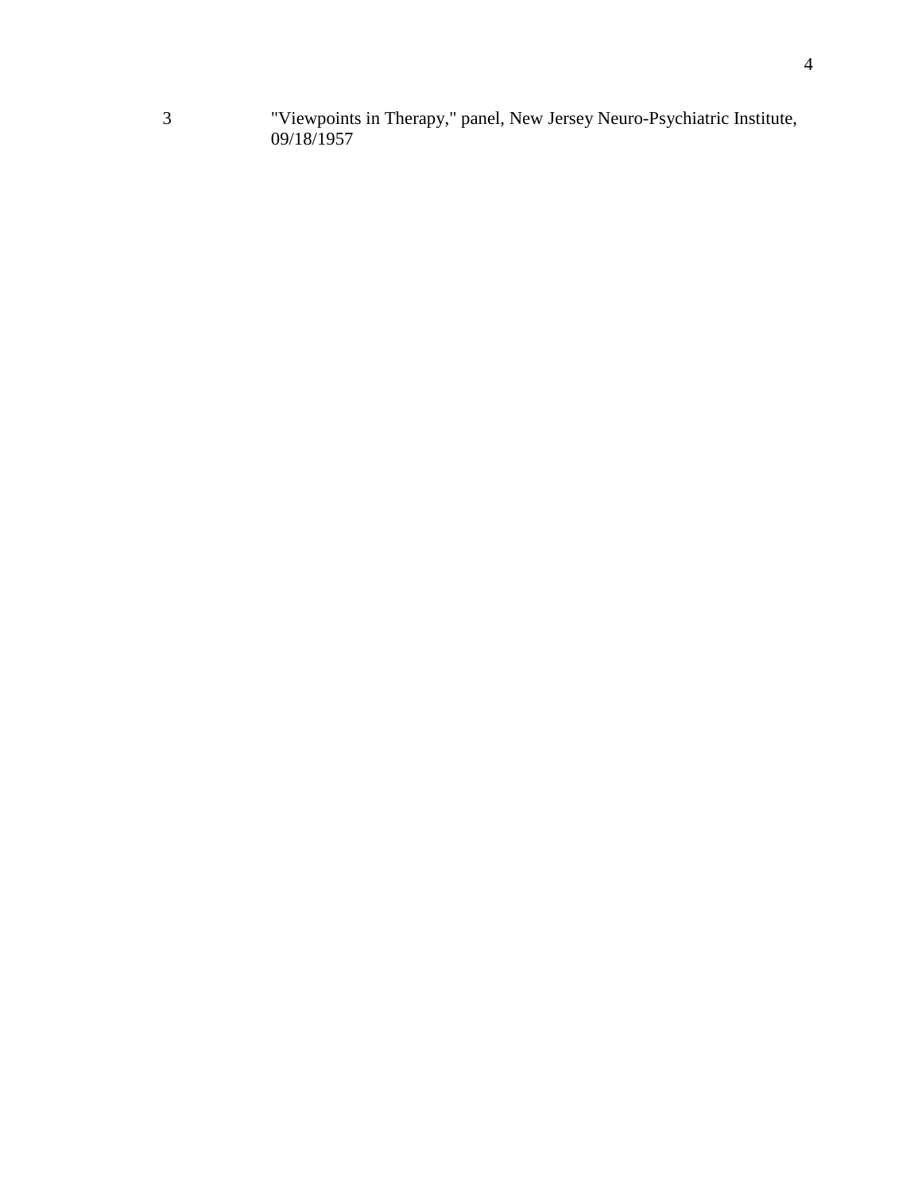| | |
|---|---|
| 3 | "Viewpoints in Therapy," panel, New Jersey Neuro-Psychiatric Institute, 09/18/1957 |